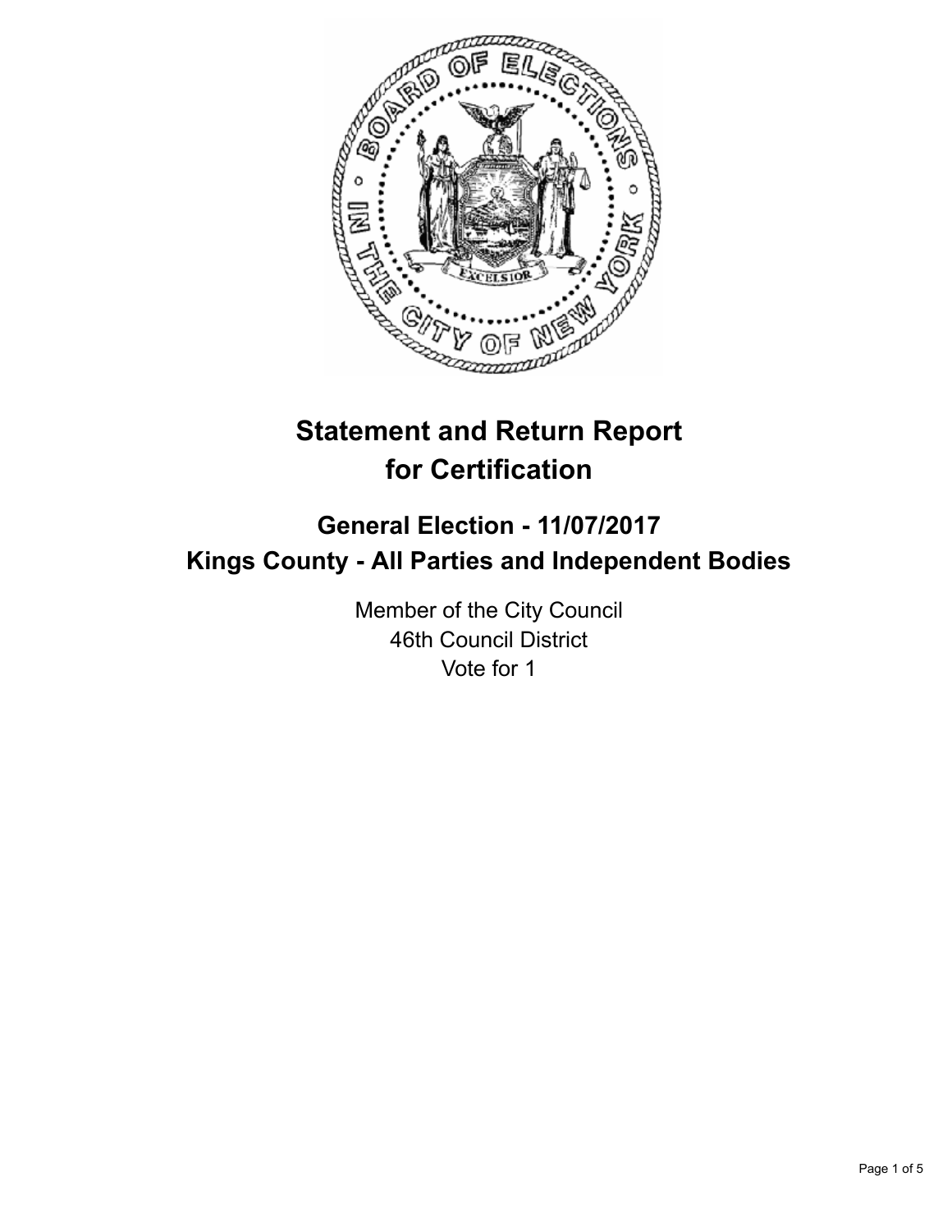# Statement and Return Report for Certification

## General Election - 11/07/2017
## Kings County - All Parties and Independent Bodies

Member of the City Council
46th Council District
Vote for 1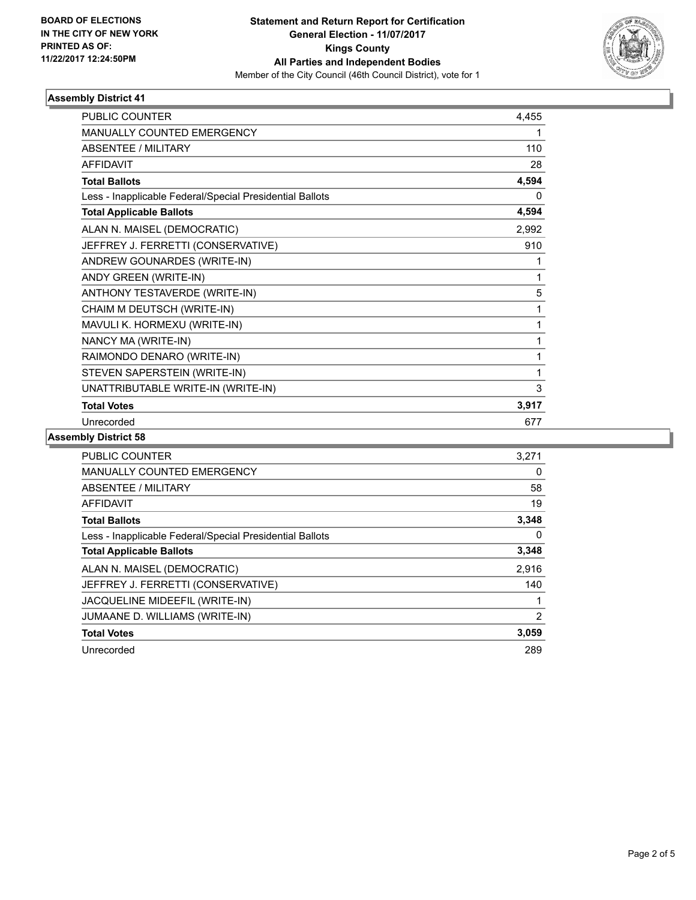**BOARD OF ELECTIONS IN THE CITY OF NEW YORK PRINTED AS OF: 11/22/2017 12:24:50PM**

**Statement and Return Report for Certification General Election - 11/07/2017 Kings County All Parties and Independent Bodies**

Member of the City Council (46th Council District), vote for 1

## Assembly District 41

| | |
|---|---|
| PUBLIC COUNTER | 4,455 |
| MANUALLY COUNTED EMERGENCY | 1 |
| ABSENTEE / MILITARY | 110 |
| AFFIDAVIT | 28 |
| **Total Ballots** | **4,594** |
| Less - Inapplicable Federal/Special Presidential Ballots | 0 |
| **Total Applicable Ballots** | **4,594** |
| ALAN N. MAISEL (DEMOCRATIC) | 2,992 |
| JEFFREY J. FERRETTI (CONSERVATIVE) | 910 |
| ANDREW GOUNARDES (WRITE-IN) | 1 |
| ANDY GREEN (WRITE-IN) | 1 |
| ANTHONY TESTAVERDE (WRITE-IN) | 5 |
| CHAIM M DEUTSCH (WRITE-IN) | 1 |
| MAVULI K. HORMEXU (WRITE-IN) | 1 |
| NANCY MA (WRITE-IN) | 1 |
| RAIMONDO DENARO (WRITE-IN) | 1 |
| STEVEN SAPERSTEIN (WRITE-IN) | 1 |
| UNATTRIBUTABLE WRITE-IN (WRITE-IN) | 3 |
| **Total Votes** | **3,917** |
| Unrecorded | 677 |

## Assembly District 58

| | |
|---|---|
| PUBLIC COUNTER | 3,271 |
| MANUALLY COUNTED EMERGENCY | 0 |
| ABSENTEE / MILITARY | 58 |
| AFFIDAVIT | 19 |
| **Total Ballots** | **3,348** |
| Less - Inapplicable Federal/Special Presidential Ballots | 0 |
| **Total Applicable Ballots** | **3,348** |
| ALAN N. MAISEL (DEMOCRATIC) | 2,916 |
| JEFFREY J. FERRETTI (CONSERVATIVE) | 140 |
| JACQUELINE MIDEEFIL (WRITE-IN) | 1 |
| JUMAANE D. WILLIAMS (WRITE-IN) | 2 |
| **Total Votes** | **3,059** |
| Unrecorded | 289 |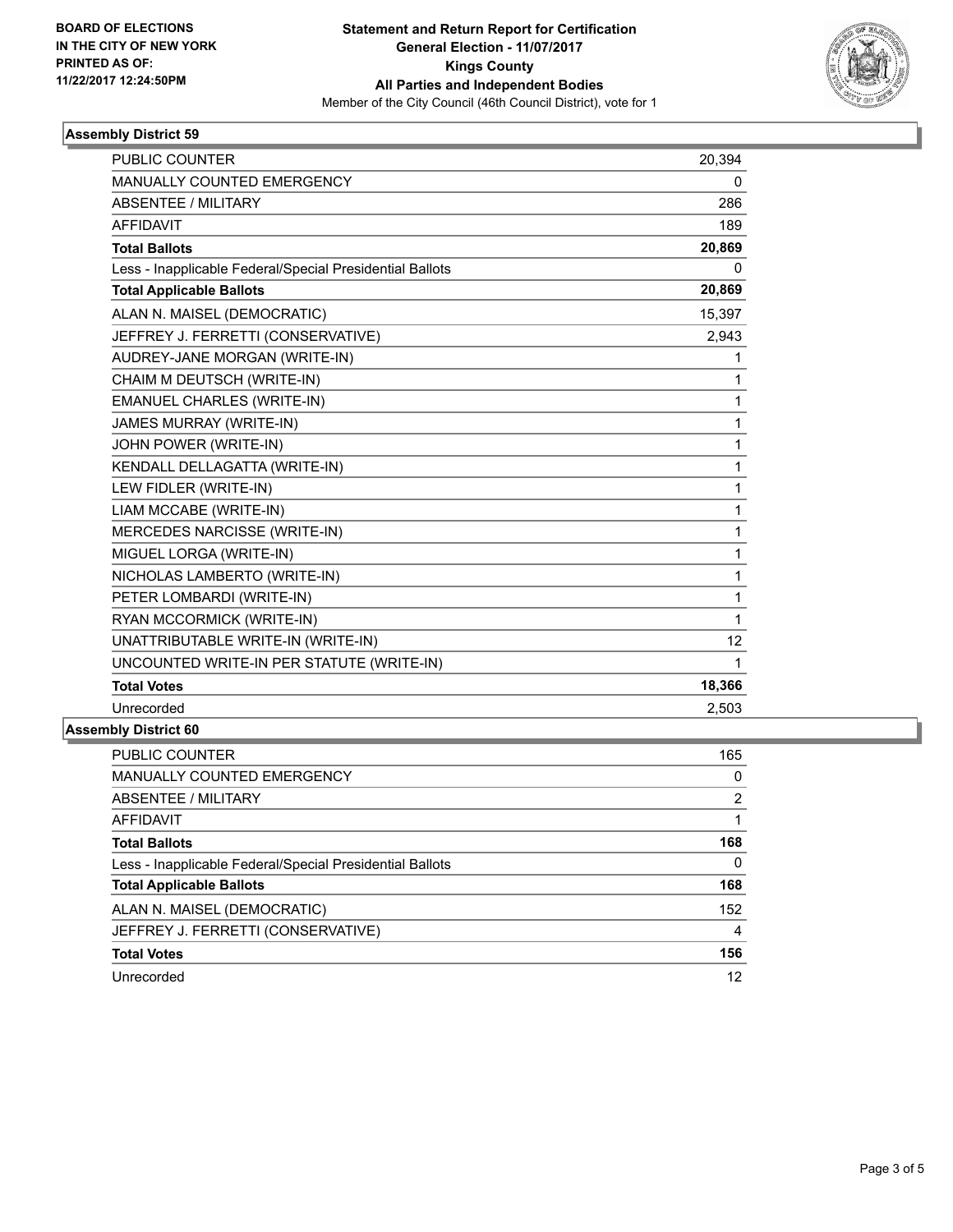**BOARD OF ELECTIONS IN THE CITY OF NEW YORK PRINTED AS OF: 11/22/2017 12:24:50PM**

**Statement and Return Report for Certification General Election - 11/07/2017 Kings County All Parties and Independent Bodies**

Member of the City Council (46th Council District), vote for 1

### Assembly District 59

| | |
|---|---|
| PUBLIC COUNTER | 20,394 |
| MANUALLY COUNTED EMERGENCY | 0 |
| ABSENTEE / MILITARY | 286 |
| AFFIDAVIT | 189 |
| **Total Ballots** | **20,869** |
| Less - Inapplicable Federal/Special Presidential Ballots | 0 |
| **Total Applicable Ballots** | **20,869** |
| ALAN N. MAISEL (DEMOCRATIC) | 15,397 |
| JEFFREY J. FERRETTI (CONSERVATIVE) | 2,943 |
| AUDREY-JANE MORGAN (WRITE-IN) | 1 |
| CHAIM M DEUTSCH (WRITE-IN) | 1 |
| EMANUEL CHARLES (WRITE-IN) | 1 |
| JAMES MURRAY (WRITE-IN) | 1 |
| JOHN POWER (WRITE-IN) | 1 |
| KENDALL DELLAGATTA (WRITE-IN) | 1 |
| LEW FIDLER (WRITE-IN) | 1 |
| LIAM MCCABE (WRITE-IN) | 1 |
| MERCEDES NARCISSE (WRITE-IN) | 1 |
| MIGUEL LORGA (WRITE-IN) | 1 |
| NICHOLAS LAMBERTO (WRITE-IN) | 1 |
| PETER LOMBARDI (WRITE-IN) | 1 |
| RYAN MCCORMICK (WRITE-IN) | 1 |
| UNATTRIBUTABLE WRITE-IN (WRITE-IN) | 12 |
| UNCOUNTED WRITE-IN PER STATUTE (WRITE-IN) | 1 |
| **Total Votes** | **18,366** |
| Unrecorded | 2,503 |

### Assembly District 60

| | |
|---|---|
| PUBLIC COUNTER | 165 |
| MANUALLY COUNTED EMERGENCY | 0 |
| ABSENTEE / MILITARY | 2 |
| AFFIDAVIT | 1 |
| **Total Ballots** | **168** |
| Less - Inapplicable Federal/Special Presidential Ballots | 0 |
| **Total Applicable Ballots** | **168** |
| ALAN N. MAISEL (DEMOCRATIC) | 152 |
| JEFFREY J. FERRETTI (CONSERVATIVE) | 4 |
| **Total Votes** | **156** |
| Unrecorded | 12 |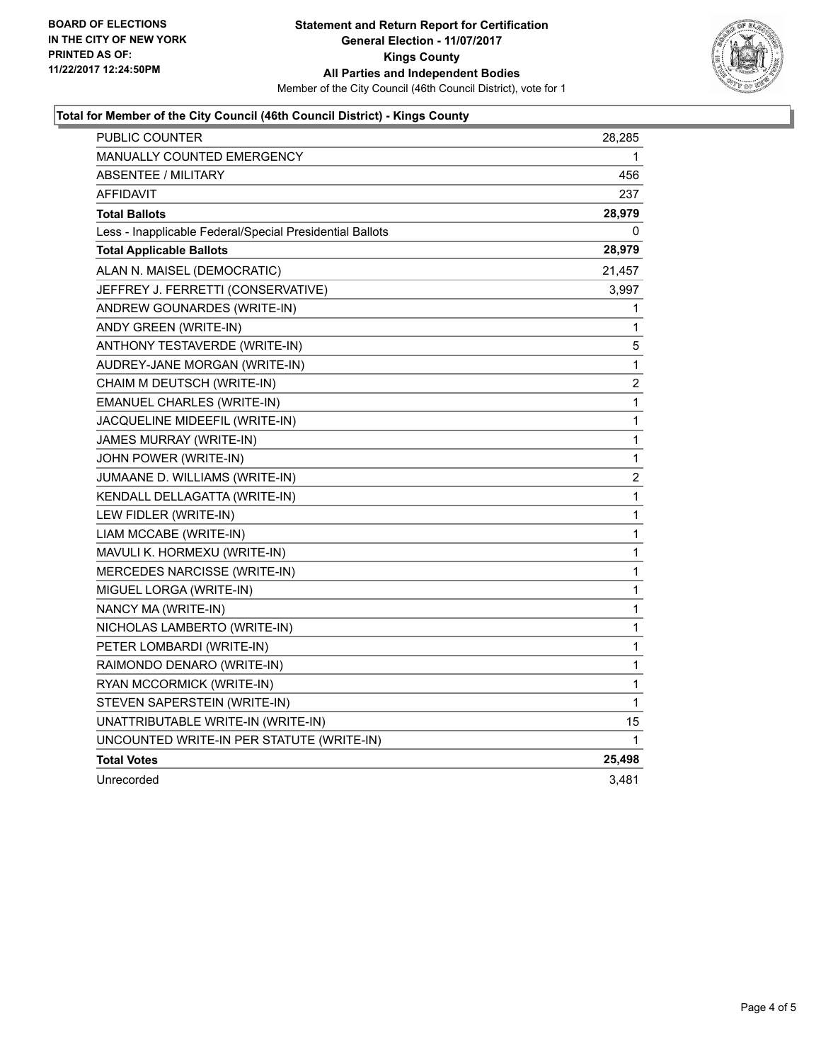BOARD OF ELECTIONS
IN THE CITY OF NEW YORK
PRINTED AS OF:
11/22/2017 12:24:50PM

**Statement and Return Report for Certification**
**General Election - 11/07/2017**
**Kings County**
**All Parties and Independent Bodies**
Member of the City Council (46th Council District), vote for 1

### Total for Member of the City Council (46th Council District) - Kings County

| | |
|---|---|
| PUBLIC COUNTER | 28,285 |
| MANUALLY COUNTED EMERGENCY | 1 |
| ABSENTEE / MILITARY | 456 |
| AFFIDAVIT | 237 |
| **Total Ballots** | **28,979** |
| Less - Inapplicable Federal/Special Presidential Ballots | 0 |
| **Total Applicable Ballots** | **28,979** |
| ALAN N. MAISEL (DEMOCRATIC) | 21,457 |
| JEFFREY J. FERRETTI (CONSERVATIVE) | 3,997 |
| ANDREW GOUNARDES (WRITE-IN) | 1 |
| ANDY GREEN (WRITE-IN) | 1 |
| ANTHONY TESTAVERDE (WRITE-IN) | 5 |
| AUDREY-JANE MORGAN (WRITE-IN) | 1 |
| CHAIM M DEUTSCH (WRITE-IN) | 2 |
| EMANUEL CHARLES (WRITE-IN) | 1 |
| JACQUELINE MIDEEFIL (WRITE-IN) | 1 |
| JAMES MURRAY (WRITE-IN) | 1 |
| JOHN POWER (WRITE-IN) | 1 |
| JUMAANE D. WILLIAMS (WRITE-IN) | 2 |
| KENDALL DELLAGATTA (WRITE-IN) | 1 |
| LEW FIDLER (WRITE-IN) | 1 |
| LIAM MCCABE (WRITE-IN) | 1 |
| MAVULI K. HORMEXU (WRITE-IN) | 1 |
| MERCEDES NARCISSE (WRITE-IN) | 1 |
| MIGUEL LORGA (WRITE-IN) | 1 |
| NANCY MA (WRITE-IN) | 1 |
| NICHOLAS LAMBERTO (WRITE-IN) | 1 |
| PETER LOMBARDI (WRITE-IN) | 1 |
| RAIMONDO DENARO (WRITE-IN) | 1 |
| RYAN MCCORMICK (WRITE-IN) | 1 |
| STEVEN SAPERSTEIN (WRITE-IN) | 1 |
| UNATTRIBUTABLE WRITE-IN (WRITE-IN) | 15 |
| UNCOUNTED WRITE-IN PER STATUTE (WRITE-IN) | 1 |
| **Total Votes** | **25,498** |
| Unrecorded | 3,481 |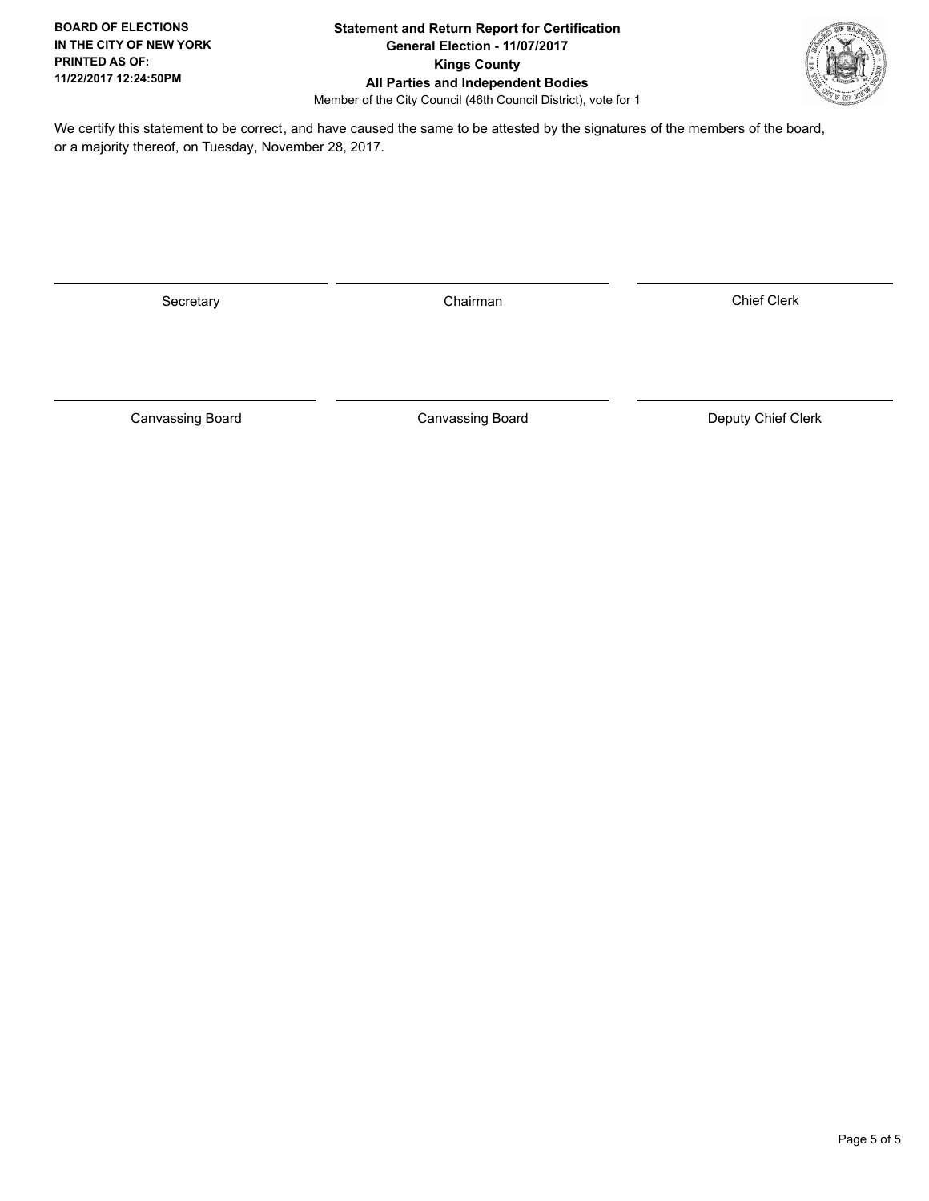**BOARD OF ELECTIONS**
**IN THE CITY OF NEW YORK**
**PRINTED AS OF:**
**11/22/2017 12:24:50PM**

**Statement and Return Report for Certification**
**General Election - 11/07/2017**
**Kings County**
**All Parties and Independent Bodies**
Member of the City Council (46th Council District), vote for 1

We certify this statement to be correct, and have caused the same to be attested by the signatures of the members of the board, or a majority thereof, on Tuesday, November 28, 2017.

| | | |
|---|---|---|
| Secretary | Chairman | Chief Clerk |
| Canvassing Board | Canvassing Board | Deputy Chief Clerk |